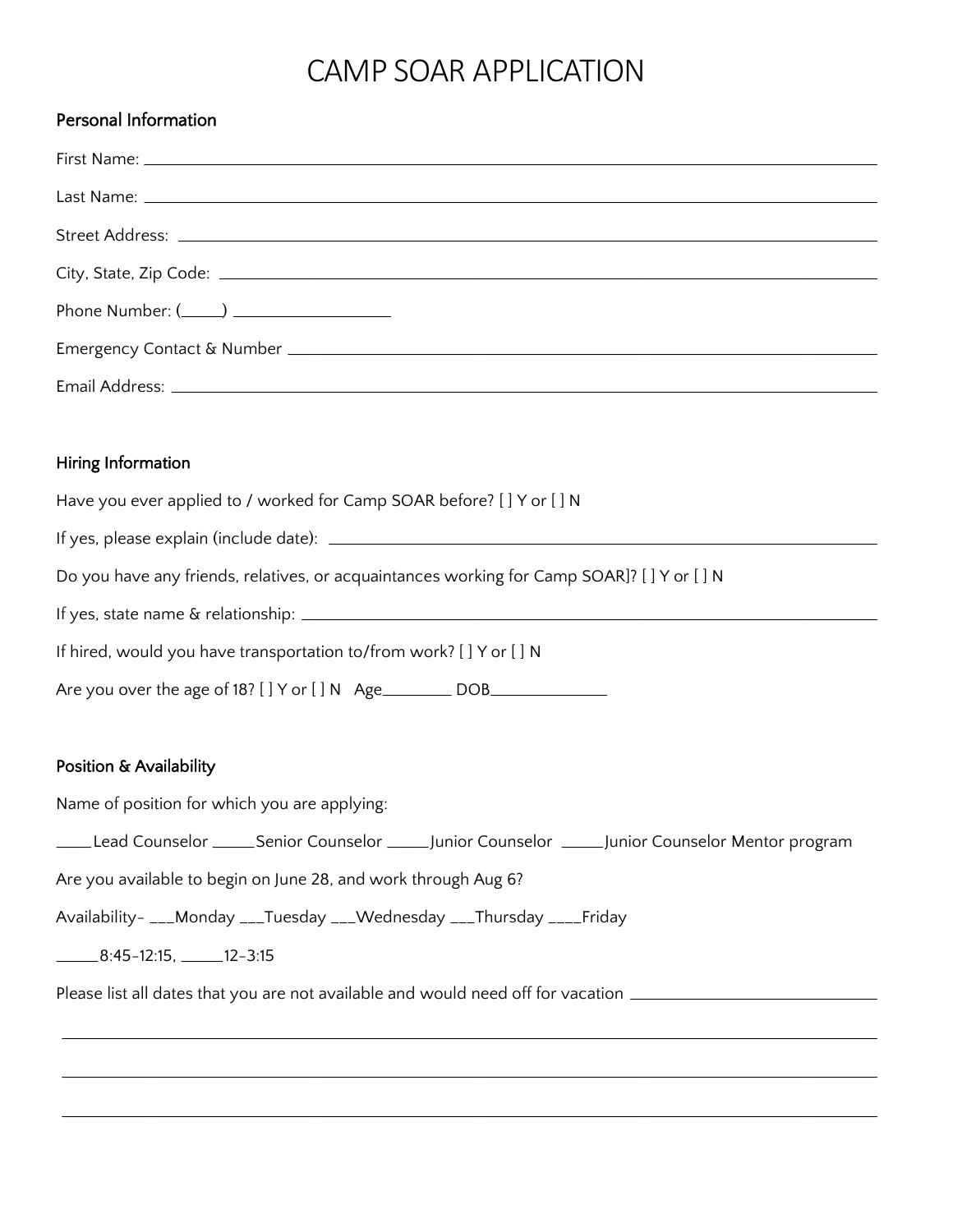# CAMP SOAR APPLICATION

## Personal Information

First Name: ____________________

Last Name: ____________________

Street Address: ____________________

City, State, Zip Code: ____________________

Phone Number: (_____) __________________

Emergency Contact & Number ____________________

Email Address: ____________________

## Hiring Information

Have you ever applied to / worked for Camp SOAR before? [ ] Y or [ ] N

If yes, please explain (include date): ____________________

Do you have any friends, relatives, or acquaintances working for Camp SOAR]? [ ] Y or [ ] N

If yes, state name & relationship: ____________________

If hired, would you have transportation to/from work? [ ] Y or [ ] N

Are you over the age of 18? [ ] Y or [ ] N Age________ DOB_____________

## Position & Availability

Name of position for which you are applying:

____Lead Counselor _____Senior Counselor _____Junior Counselor _____Junior Counselor Mentor program

Are you available to begin on June 28, and work through Aug 6?

Availability- ___Monday ___Tuesday ___Wednesday ___Thursday ____Friday

_____8:45-12:15, _____12-3:15

Please list all dates that you are not available and would need off for vacation ____________________

____________________

____________________

____________________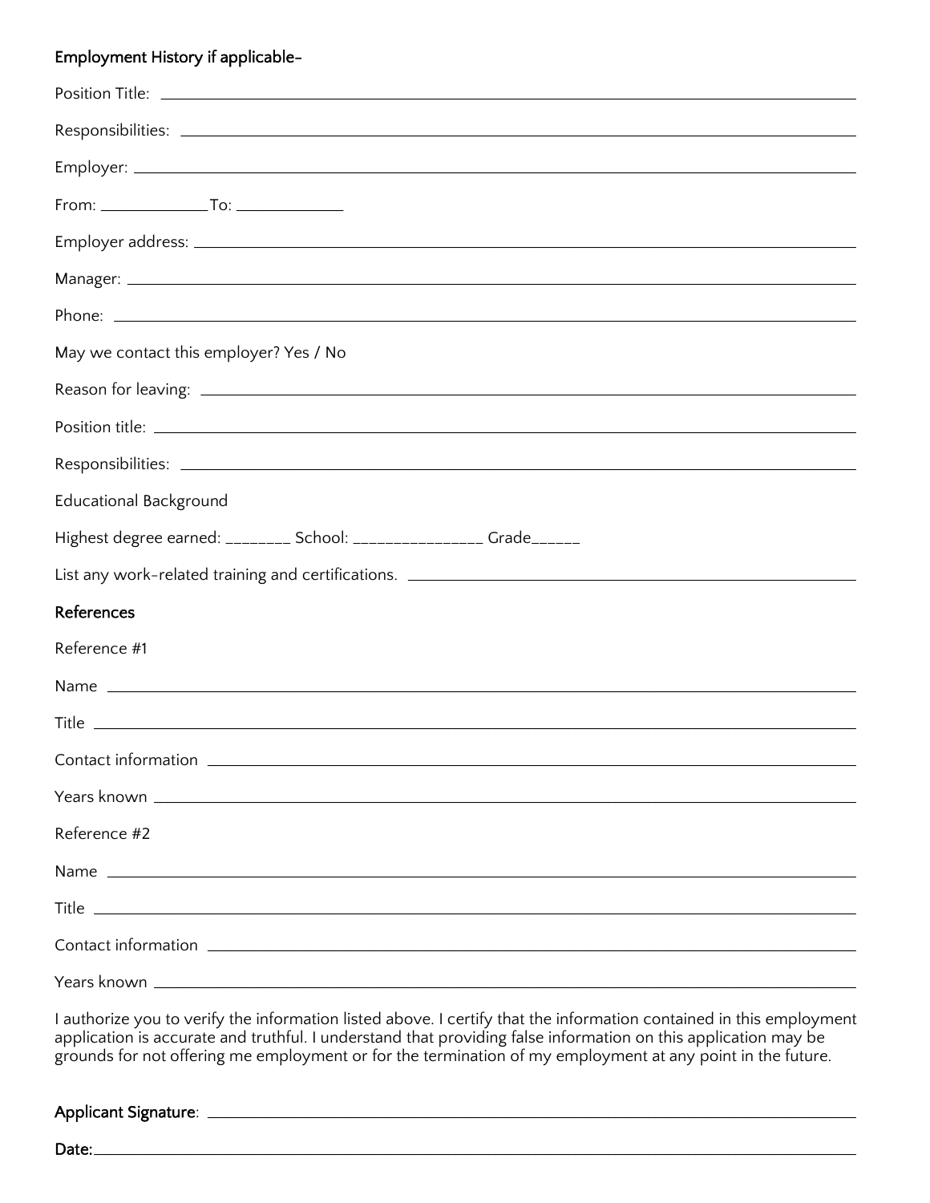**Employment History if applicable-**

Position Title: ___________________________________________

Responsibilities: ___________________________________________

Employer: ___________________________________________

From: ______________ To: ______________

Employer address: ___________________________________________

Manager: ___________________________________________

Phone: ___________________________________________

May we contact this employer? Yes / No

Reason for leaving: ___________________________________________

Position title: ___________________________________________

Responsibilities: ___________________________________________

Educational Background

Highest degree earned: ________ School: ________________ Grade______

List any work-related training and certifications. ___________________________________________

**References**

Reference #1

Name ___________________________________________

Title ___________________________________________

Contact information ___________________________________________

Years known ___________________________________________

Reference #2

Name ___________________________________________

Title ___________________________________________

Contact information ___________________________________________

Years known ___________________________________________

I authorize you to verify the information listed above. I certify that the information contained in this employment application is accurate and truthful. I understand that providing false information on this application may be grounds for not offering me employment or for the termination of my employment at any point in the future.

**Applicant Signature**: ___________________________________________

**Date:** ___________________________________________